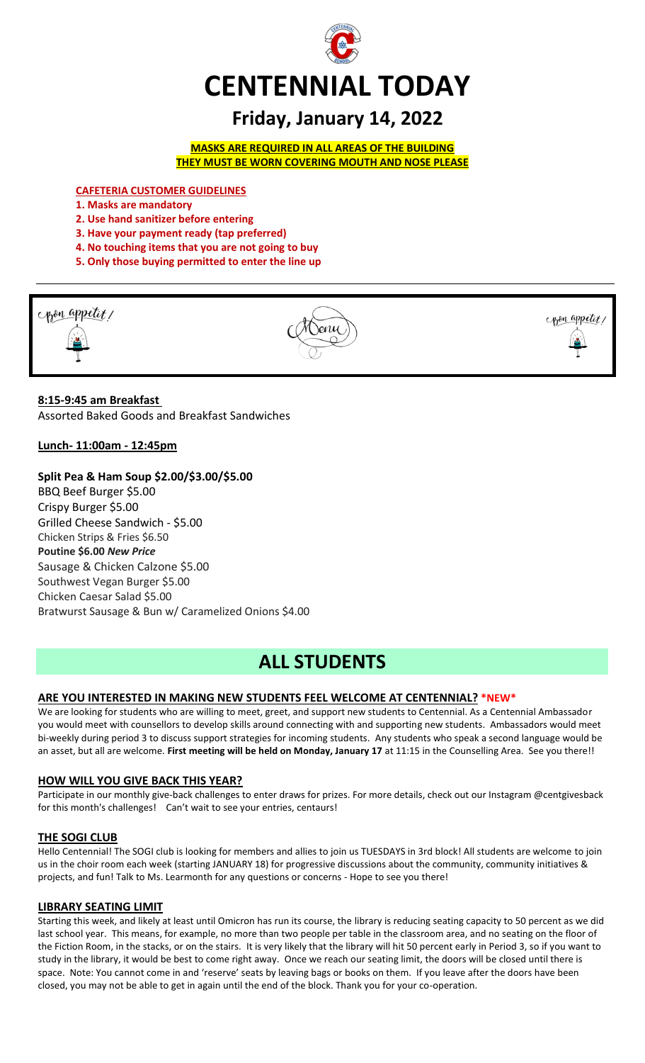# CENTENNIAL TODAY

## Friday, January 14, 2022

**MASKS ARE REQUIRED IN ALL AREAS OF THE BUILDING**
**THEY MUST BE WORN COVERING MOUTH AND NOSE PLEASE**

**CAFETERIA CUSTOMER GUIDELINES**

**1. Masks are mandatory**
**2. Use hand sanitizer before entering**
**3. Have your payment ready (tap preferred)**
**4. No touching items that you are not going to buy**
**5. Only those buying permitted to enter the line up**

Bon appetit! Menu Bon appetit!

**8:15-9:45 am Breakfast**
Assorted Baked Goods and Breakfast Sandwiches

**Lunch- 11:00am - 12:45pm**

**Split Pea & Ham Soup $2.00/$3.00/$5.00**
BBQ Beef Burger $5.00
Crispy Burger $5.00
Grilled Cheese Sandwich - $5.00
Chicken Strips & Fries $6.50
**Poutine $6.00** ***New Price***
Sausage & Chicken Calzone $5.00
Southwest Vegan Burger $5.00
Chicken Caesar Salad $5.00
Bratwurst Sausage & Bun w/ Caramelized Onions $4.00

# ALL STUDENTS

### ARE YOU INTERESTED IN MAKING NEW STUDENTS FEEL WELCOME AT CENTENNIAL? *NEW*

We are looking for students who are willing to meet, greet, and support new students to Centennial. As a Centennial Ambassador you would meet with counsellors to develop skills around connecting with and supporting new students. Ambassadors would meet bi-weekly during period 3 to discuss support strategies for incoming students. Any students who speak a second language would be an asset, but all are welcome. **First meeting will be held on Monday, January 17** at 11:15 in the Counselling Area. See you there!!

### HOW WILL YOU GIVE BACK THIS YEAR?

Participate in our monthly give-back challenges to enter draws for prizes. For more details, check out our Instagram @centgivesback for this month's challenges! Can't wait to see your entries, centaurs!

### THE SOGI CLUB

Hello Centennial! The SOGI club is looking for members and allies to join us TUESDAYS in 3rd block! All students are welcome to join us in the choir room each week (starting JANUARY 18) for progressive discussions about the community, community initiatives & projects, and fun! Talk to Ms. Learmonth for any questions or concerns - Hope to see you there!

### LIBRARY SEATING LIMIT

Starting this week, and likely at least until Omicron has run its course, the library is reducing seating capacity to 50 percent as we did last school year. This means, for example, no more than two people per table in the classroom area, and no seating on the floor of the Fiction Room, in the stacks, or on the stairs. It is very likely that the library will hit 50 percent early in Period 3, so if you want to study in the library, it would be best to come right away. Once we reach our seating limit, the doors will be closed until there is space. Note: You cannot come in and 'reserve' seats by leaving bags or books on them. If you leave after the doors have been closed, you may not be able to get in again until the end of the block. Thank you for your co-operation.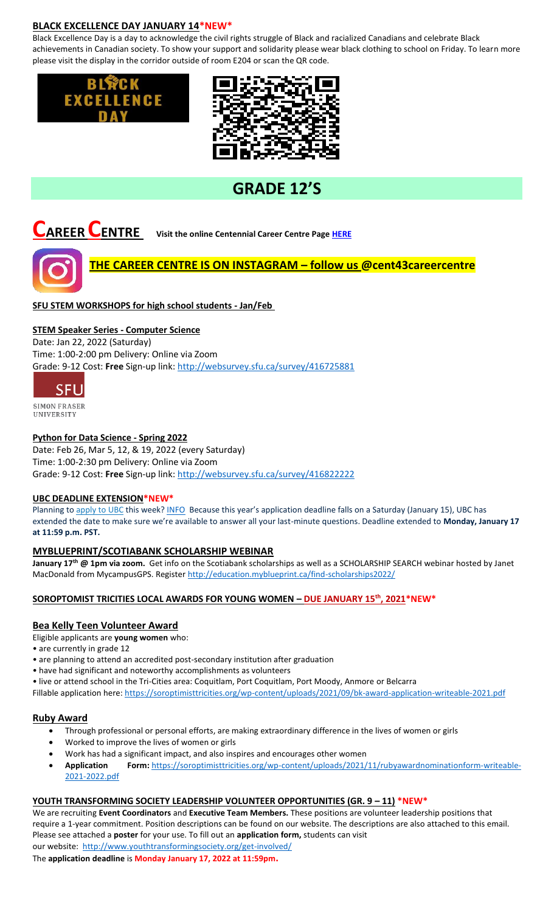## BLACK EXCELLENCE DAY JANUARY 14*NEW*

Black Excellence Day is a day to acknowledge the civil rights struggle of Black and racialized Canadians and celebrate Black achievements in Canadian society. To show your support and solidarity please wear black clothing to school on Friday. To learn more please visit the display in the corridor outside of room E204 or scan the QR code.

# GRADE 12'S

## CAREER CENTRE

Visit the online Centennial Career Centre Page HERE

**THE CAREER CENTRE IS ON INSTAGRAM – follow us @cent43careercentre**

### SFU STEM WORKSHOPS for high school students - Jan/Feb

**STEM Speaker Series - Computer Science**

Date: Jan 22, 2022 (Saturday)
Time: 1:00-2:00 pm Delivery: Online via Zoom
Grade: 9-12 Cost: **Free** Sign-up link: http://websurvey.sfu.ca/survey/416725881

**Python for Data Science - Spring 2022**

Date: Feb 26, Mar 5, 12, & 19, 2022 (every Saturday)
Time: 1:00-2:30 pm Delivery: Online via Zoom
Grade: 9-12 Cost: **Free** Sign-up link: http://websurvey.sfu.ca/survey/416822222

### UBC DEADLINE EXTENSION*NEW*

Planning to apply to UBC this week? INFO Because this year's application deadline falls on a Saturday (January 15), UBC has extended the date to make sure we're available to answer all your last-minute questions. Deadline extended to **Monday, January 17 at 11:59 p.m. PST.**

### MYBLUEPRINT/SCOTIABANK SCHOLARSHIP WEBINAR

**January 17th @ 1pm via zoom.** Get info on the Scotiabank scholarships as well as a SCHOLARSHIP SEARCH webinar hosted by Janet MacDonald from MycampusGPS. Register http://education.myblueprint.ca/find-scholarships2022/

### SOROPTOMIST TRICITIES LOCAL AWARDS FOR YOUNG WOMEN – DUE JANUARY 15th, 2021*NEW*

**Bea Kelly Teen Volunteer Award**

Eligible applicants are **young women** who:

- are currently in grade 12
- are planning to attend an accredited post-secondary institution after graduation
- have had significant and noteworthy accomplishments as volunteers
- live or attend school in the Tri-Cities area: Coquitlam, Port Coquitlam, Port Moody, Anmore or Belcarra

Fillable application here: https://soroptimisttricities.org/wp-content/uploads/2021/09/bk-award-application-writeable-2021.pdf

**Ruby Award**

- Through professional or personal efforts, are making extraordinary difference in the lives of women or girls
- Worked to improve the lives of women or girls
- Work has had a significant impact, and also inspires and encourages other women
- **Application Form:** https://soroptimisttricities.org/wp-content/uploads/2021/11/rubyawardnominationform-writeable-2021-2022.pdf

### YOUTH TRANSFORMING SOCIETY LEADERSHIP VOLUNTEER OPPORTUNITIES (GR. 9 – 11) *NEW*

We are recruiting **Event Coordinators** and **Executive Team Members.** These positions are volunteer leadership positions that require a 1-year commitment. Position descriptions can be found on our website. The descriptions are also attached to this email. Please see attached a **poster** for your use. To fill out an **application form,** students can visit our website: http://www.youthtransformingsociety.org/get-involved/

The **application deadline** is **Monday January 17, 2022 at 11:59pm.**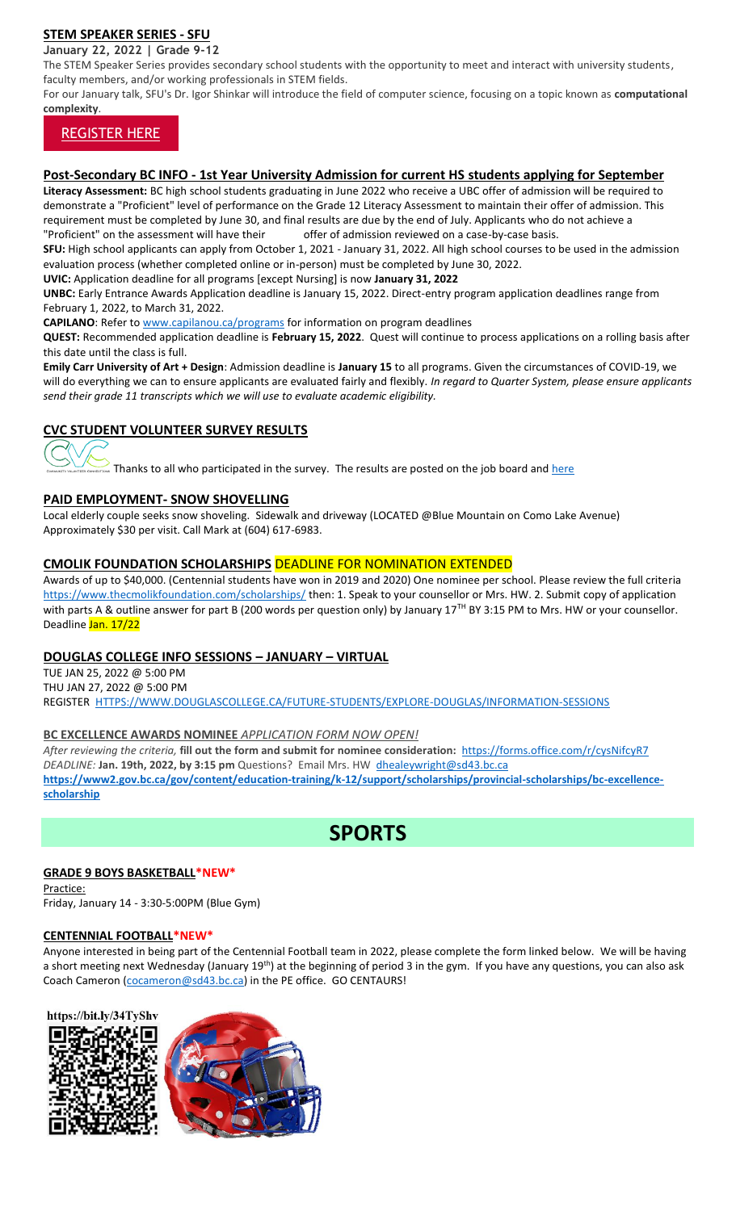## STEM SPEAKER SERIES - SFU

January 22, 2022 | Grade 9-12

The STEM Speaker Series provides secondary school students with the opportunity to meet and interact with university students, faculty members, and/or working professionals in STEM fields.

For our January talk, SFU's Dr. Igor Shinkar will introduce the field of computer science, focusing on a topic known as **computational complexity**.

REGISTER HERE

## Post-Secondary BC INFO - 1st Year University Admission for current HS students applying for September

**Literacy Assessment:** BC high school students graduating in June 2022 who receive a UBC offer of admission will be required to demonstrate a "Proficient" level of performance on the Grade 12 Literacy Assessment to maintain their offer of admission. This requirement must be completed by June 30, and final results are due by the end of July. Applicants who do not achieve a "Proficient" on the assessment will have their offer of admission reviewed on a case-by-case basis.

**SFU:** High school applicants can apply from October 1, 2021 - January 31, 2022. All high school courses to be used in the admission evaluation process (whether completed online or in-person) must be completed by June 30, 2022.

**UVIC:** Application deadline for all programs [except Nursing] is now **January 31, 2022**

**UNBC:** Early Entrance Awards Application deadline is January 15, 2022. Direct-entry program application deadlines range from February 1, 2022, to March 31, 2022.

**CAPILANO**: Refer to www.capilanou.ca/programs for information on program deadlines

**QUEST:** Recommended application deadline is **February 15, 2022**. Quest will continue to process applications on a rolling basis after this date until the class is full.

**Emily Carr University of Art + Design**: Admission deadline is **January 15** to all programs. Given the circumstances of COVID-19, we will do everything we can to ensure applicants are evaluated fairly and flexibly. *In regard to Quarter System, please ensure applicants send their grade 11 transcripts which we will use to evaluate academic eligibility.*

## CVC STUDENT VOLUNTEER SURVEY RESULTS

Thanks to all who participated in the survey. The results are posted on the job board and here

## PAID EMPLOYMENT- SNOW SHOVELLING

Local elderly couple seeks snow shoveling. Sidewalk and driveway (LOCATED @Blue Mountain on Como Lake Avenue) Approximately $30 per visit. Call Mark at (604) 617-6983.

## CMOLIK FOUNDATION SCHOLARSHIPS DEADLINE FOR NOMINATION EXTENDED

Awards of up to $40,000. (Centennial students have won in 2019 and 2020) One nominee per school. Please review the full criteria https://www.thecmolikfoundation.com/scholarships/ then: 1. Speak to your counsellor or Mrs. HW. 2. Submit copy of application with parts A & outline answer for part B (200 words per question only) by January 17TH BY 3:15 PM to Mrs. HW or your counsellor. Deadline Jan. 17/22

## DOUGLAS COLLEGE INFO SESSIONS – JANUARY – VIRTUAL

TUE JAN 25, 2022 @ 5:00 PM
THU JAN 27, 2022 @ 5:00 PM
REGISTER HTTPS://WWW.DOUGLASCOLLEGE.CA/FUTURE-STUDENTS/EXPLORE-DOUGLAS/INFORMATION-SESSIONS

**BC EXCELLENCE AWARDS NOMINEE** *APPLICATION FORM NOW OPEN!*

*After reviewing the criteria,* **fill out the form and submit for nominee consideration:** https://forms.office.com/r/cysNifcyR7
*DEADLINE:* **Jan. 19th, 2022, by 3:15 pm** Questions? Email Mrs. HW dhealeywright@sd43.bc.ca
**https://www2.gov.bc.ca/gov/content/education-training/k-12/support/scholarships/provincial-scholarships/bc-excellence-scholarship**

# SPORTS

## GRADE 9 BOYS BASKETBALL*NEW*

Practice:
Friday, January 14 - 3:30-5:00PM (Blue Gym)

## CENTENNIAL FOOTBALL*NEW*

Anyone interested in being part of the Centennial Football team in 2022, please complete the form linked below. We will be having a short meeting next Wednesday (January 19th) at the beginning of period 3 in the gym. If you have any questions, you can also ask Coach Cameron (cocameron@sd43.bc.ca) in the PE office. GO CENTAURS!

https://bit.ly/34TyShv